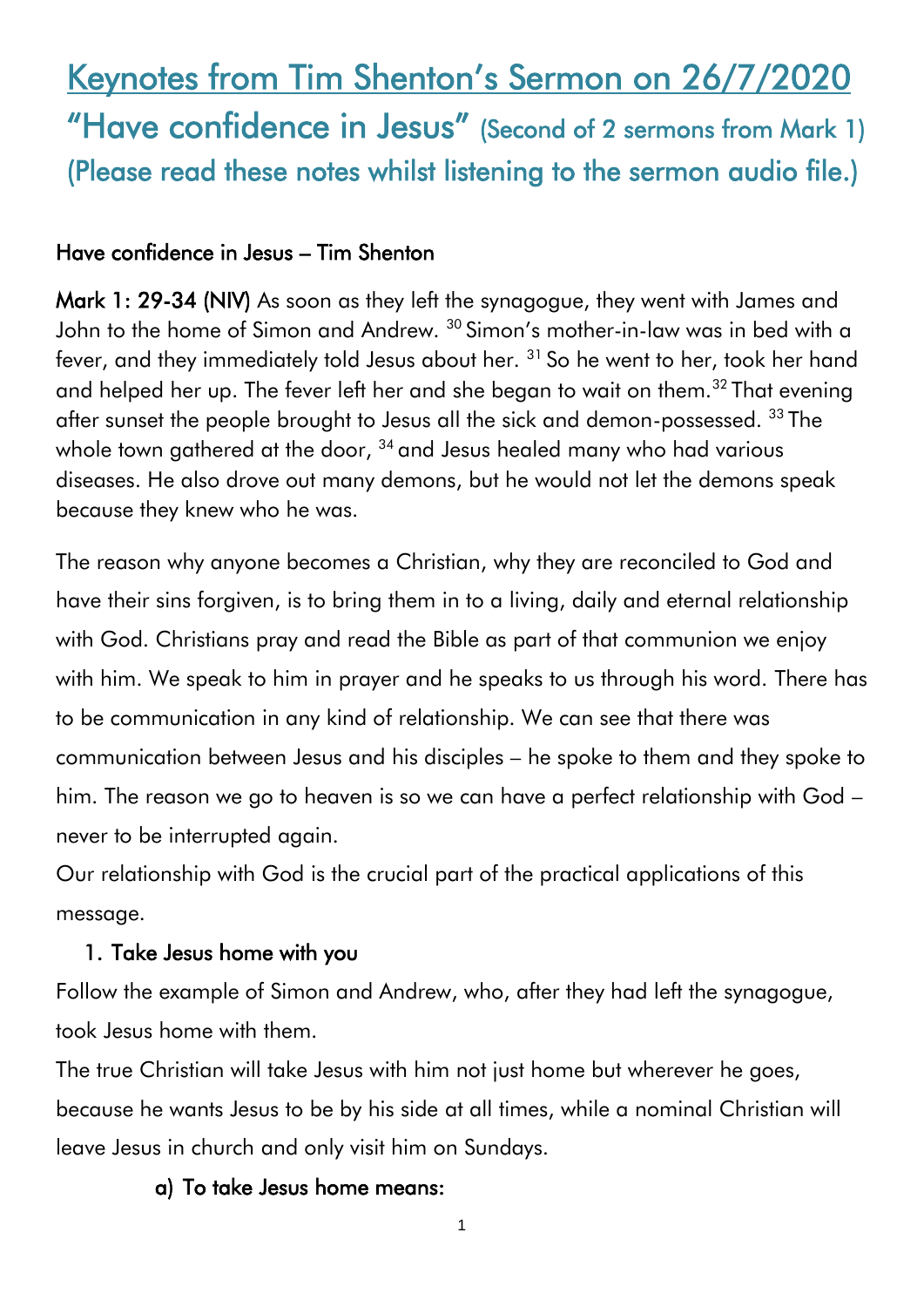# Keynotes from Tim Shenton's Sermon on 26/7/2020

## "Have confidence in Jesus" (Second of 2 sermons from Mark 1)

## (Please read these notes whilst listening to the sermon audio file.)

**Have confidence in Jesus – Tim Shenton**

**Mark 1: 29-34 (NIV)** As soon as they left the synagogue, they went with James and John to the home of Simon and Andrew. [30] Simon's mother-in-law was in bed with a fever, and they immediately told Jesus about her. [31] So he went to her, took her hand and helped her up. The fever left her and she began to wait on them.[32] That evening after sunset the people brought to Jesus all the sick and demon-possessed. [33] The whole town gathered at the door, [34] and Jesus healed many who had various diseases. He also drove out many demons, but he would not let the demons speak because they knew who he was.

The reason why anyone becomes a Christian, why they are reconciled to God and have their sins forgiven, is to bring them in to a living, daily and eternal relationship with God. Christians pray and read the Bible as part of that communion we enjoy with him. We speak to him in prayer and he speaks to us through his word. There has to be communication in any kind of relationship. We can see that there was communication between Jesus and his disciples – he spoke to them and they spoke to him. The reason we go to heaven is so we can have a perfect relationship with God – never to be interrupted again.

Our relationship with God is the crucial part of the practical applications of this message.

1. **Take Jesus home with you**

Follow the example of Simon and Andrew, who, after they had left the synagogue, took Jesus home with them.

The true Christian will take Jesus with him not just home but wherever he goes, because he wants Jesus to be by his side at all times, while a nominal Christian will leave Jesus in church and only visit him on Sundays.

   a) **To take Jesus home means:**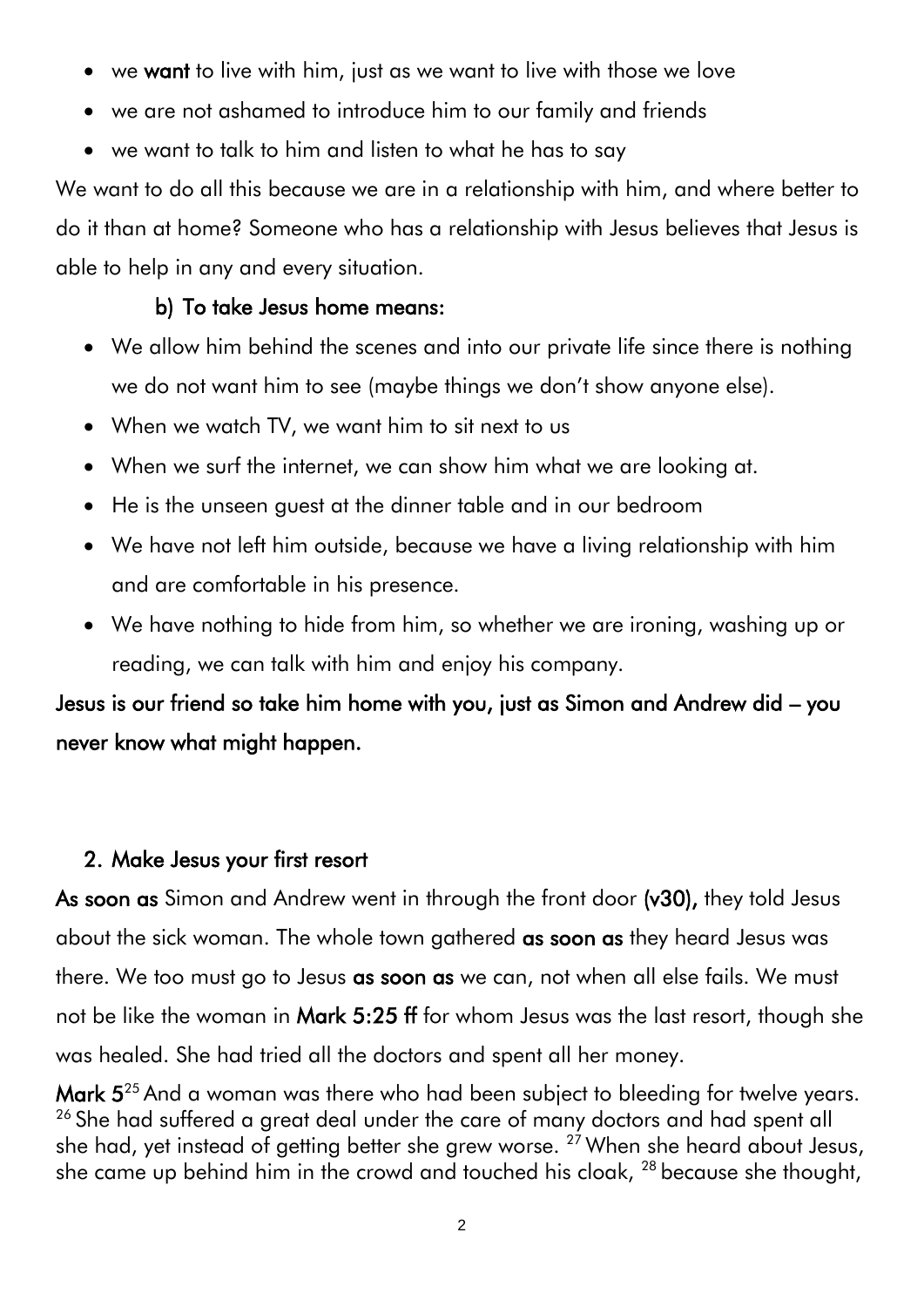- we **want** to live with him, just as we want to live with those we love
- we are not ashamed to introduce him to our family and friends
- we want to talk to him and listen to what he has to say

We want to do all this because we are in a relationship with him, and where better to do it than at home? Someone who has a relationship with Jesus believes that Jesus is able to help in any and every situation.

### b) To take Jesus home means:

- We allow him behind the scenes and into our private life since there is nothing we do not want him to see (maybe things we don't show anyone else).
- When we watch TV, we want him to sit next to us
- When we surf the internet, we can show him what we are looking at.
- He is the unseen guest at the dinner table and in our bedroom
- We have not left him outside, because we have a living relationship with him and are comfortable in his presence.
- We have nothing to hide from him, so whether we are ironing, washing up or reading, we can talk with him and enjoy his company.

**Jesus is our friend so take him home with you, just as Simon and Andrew did – you never know what might happen.**

## 2. Make Jesus your first resort

**As soon as** Simon and Andrew went in through the front door **(v30),** they told Jesus about the sick woman. The whole town gathered **as soon as** they heard Jesus was there. We too must go to Jesus **as soon as** we can, not when all else fails. We must not be like the woman in **Mark 5:25 ff** for whom Jesus was the last resort, though she was healed. She had tried all the doctors and spent all her money.

**Mark 5**[25] And a woman was there who had been subject to bleeding for twelve years. [26] She had suffered a great deal under the care of many doctors and had spent all she had, yet instead of getting better she grew worse. [27] When she heard about Jesus, she came up behind him in the crowd and touched his cloak, [28] because she thought,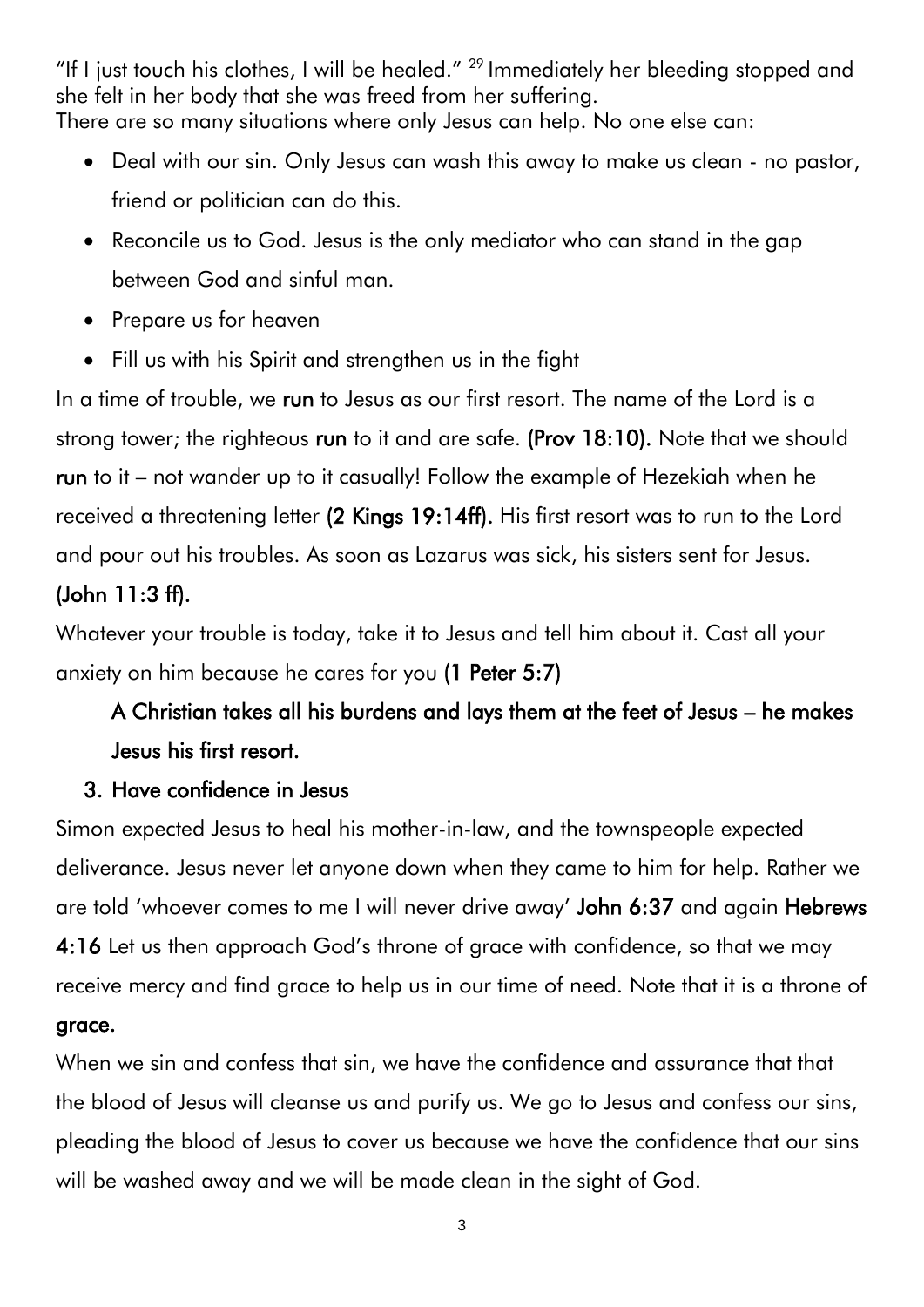"If I just touch his clothes, I will be healed." [29] Immediately her bleeding stopped and she felt in her body that she was freed from her suffering.
There are so many situations where only Jesus can help. No one else can:

- Deal with our sin. Only Jesus can wash this away to make us clean - no pastor, friend or politician can do this.
- Reconcile us to God. Jesus is the only mediator who can stand in the gap between God and sinful man.
- Prepare us for heaven
- Fill us with his Spirit and strengthen us in the fight

In a time of trouble, we **run** to Jesus as our first resort. The name of the Lord is a strong tower; the righteous **run** to it and are safe. **(Prov 18:10).** Note that we should **run** to it – not wander up to it casually! Follow the example of Hezekiah when he received a threatening letter **(2 Kings 19:14ff).** His first resort was to run to the Lord and pour out his troubles. As soon as Lazarus was sick, his sisters sent for Jesus. **(John 11:3 ff).**

Whatever your trouble is today, take it to Jesus and tell him about it. Cast all your anxiety on him because he cares for you **(1 Peter 5:7)**

**A Christian takes all his burdens and lays them at the feet of Jesus – he makes Jesus his first resort.**

### 3. Have confidence in Jesus

Simon expected Jesus to heal his mother-in-law, and the townspeople expected deliverance. Jesus never let anyone down when they came to him for help. Rather we are told 'whoever comes to me I will never drive away' **John 6:37** and again **Hebrews 4:16** Let us then approach God's throne of grace with confidence, so that we may receive mercy and find grace to help us in our time of need. Note that it is a throne of **grace.**

When we sin and confess that sin, we have the confidence and assurance that that the blood of Jesus will cleanse us and purify us. We go to Jesus and confess our sins, pleading the blood of Jesus to cover us because we have the confidence that our sins will be washed away and we will be made clean in the sight of God.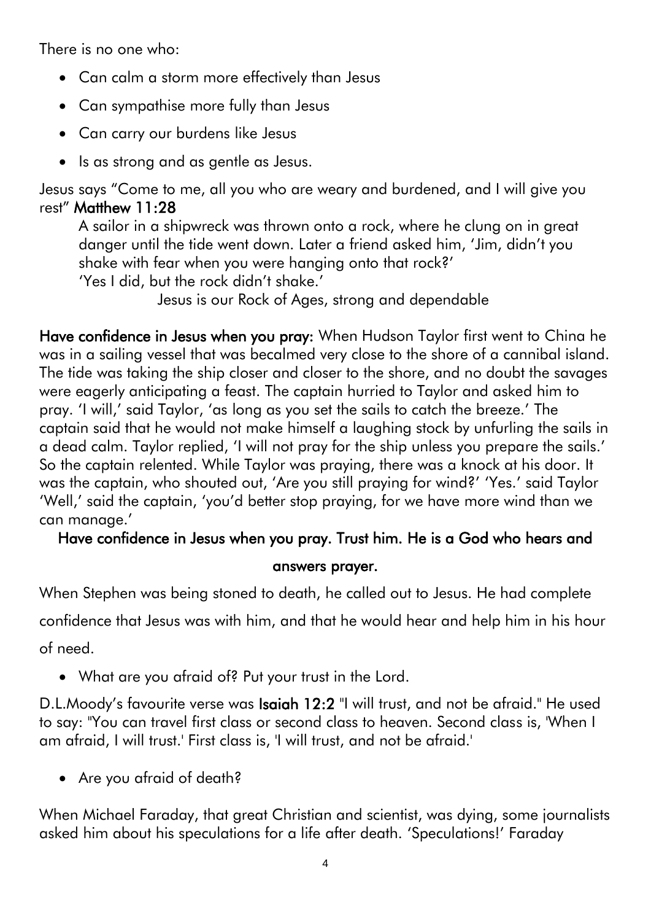There is no one who:

- Can calm a storm more effectively than Jesus
- Can sympathise more fully than Jesus
- Can carry our burdens like Jesus
- Is as strong and as gentle as Jesus.

Jesus says "Come to me, all you who are weary and burdened, and I will give you rest" **Matthew 11:28**

> A sailor in a shipwreck was thrown onto a rock, where he clung on in great danger until the tide went down. Later a friend asked him, 'Jim, didn't you shake with fear when you were hanging onto that rock?'
> 'Yes I did, but the rock didn't shake.'
>
> Jesus is our Rock of Ages, strong and dependable

**Have confidence in Jesus when you pray:** When Hudson Taylor first went to China he was in a sailing vessel that was becalmed very close to the shore of a cannibal island. The tide was taking the ship closer and closer to the shore, and no doubt the savages were eagerly anticipating a feast. The captain hurried to Taylor and asked him to pray. 'I will,' said Taylor, 'as long as you set the sails to catch the breeze.' The captain said that he would not make himself a laughing stock by unfurling the sails in a dead calm. Taylor replied, 'I will not pray for the ship unless you prepare the sails.' So the captain relented. While Taylor was praying, there was a knock at his door. It was the captain, who shouted out, 'Are you still praying for wind?' 'Yes.' said Taylor 'Well,' said the captain, 'you'd better stop praying, for we have more wind than we can manage.'

**Have confidence in Jesus when you pray. Trust him. He is a God who hears and answers prayer.**

When Stephen was being stoned to death, he called out to Jesus. He had complete confidence that Jesus was with him, and that he would hear and help him in his hour of need.

- What are you afraid of? Put your trust in the Lord.

D.L.Moody's favourite verse was **Isaiah 12:2** "I will trust, and not be afraid." He used to say: "You can travel first class or second class to heaven. Second class is, 'When I am afraid, I will trust.' First class is, 'I will trust, and not be afraid.'

- Are you afraid of death?

When Michael Faraday, that great Christian and scientist, was dying, some journalists asked him about his speculations for a life after death. 'Speculations!' Faraday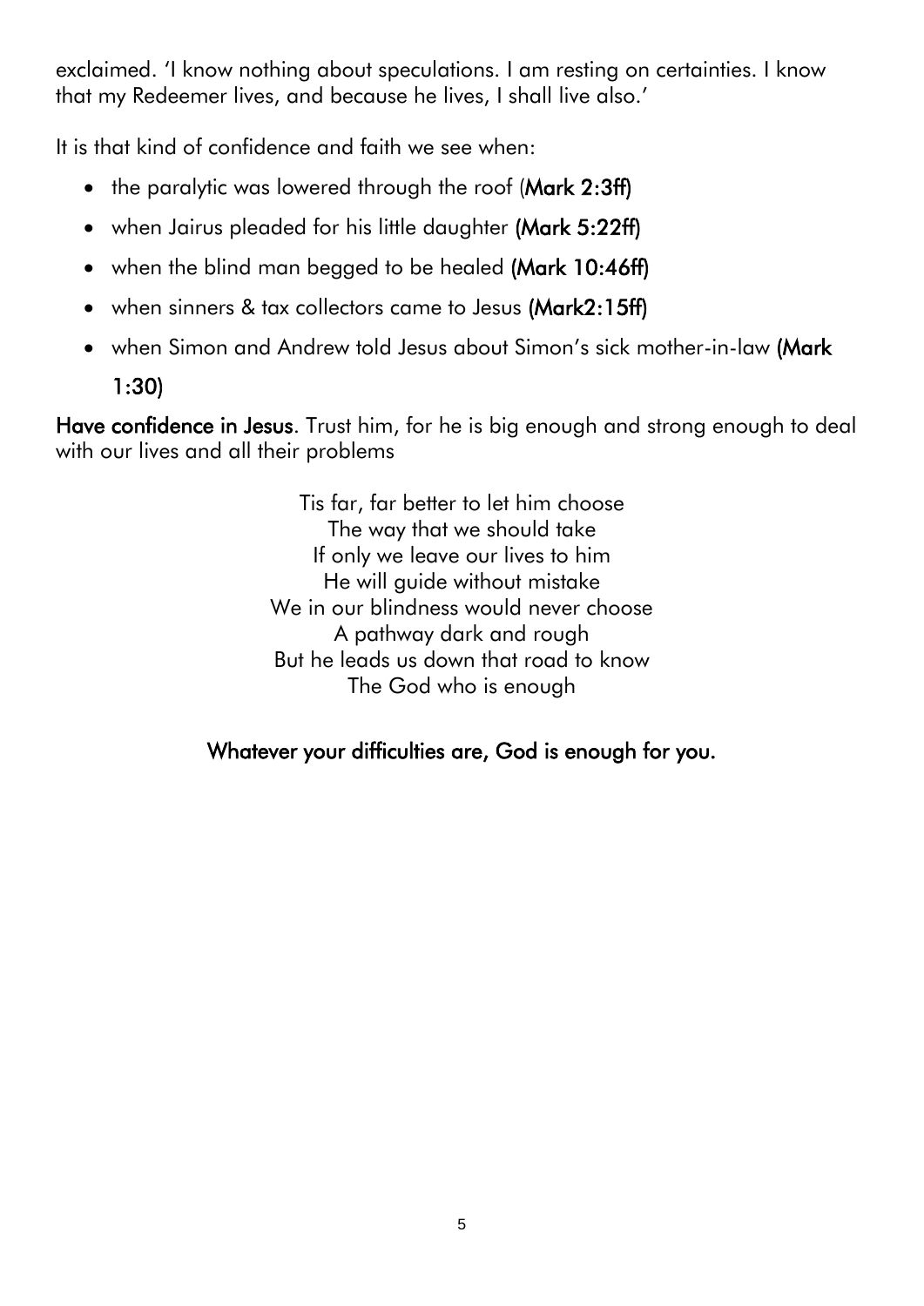exclaimed. 'I know nothing about speculations. I am resting on certainties. I know that my Redeemer lives, and because he lives, I shall live also.'

It is that kind of confidence and faith we see when:

- the paralytic was lowered through the roof (**Mark 2:3ff)**
- when Jairus pleaded for his little daughter **(Mark 5:22ff)**
- when the blind man begged to be healed **(Mark 10:46ff)**
- when sinners & tax collectors came to Jesus **(Mark2:15ff)**
- when Simon and Andrew told Jesus about Simon's sick mother-in-law **(Mark 1:30)**

**Have confidence in Jesus**. Trust him, for he is big enough and strong enough to deal with our lives and all their problems

Tis far, far better to let him choose
The way that we should take
If only we leave our lives to him
He will guide without mistake
We in our blindness would never choose
A pathway dark and rough
But he leads us down that road to know
The God who is enough

**Whatever your difficulties are, God is enough for you.**